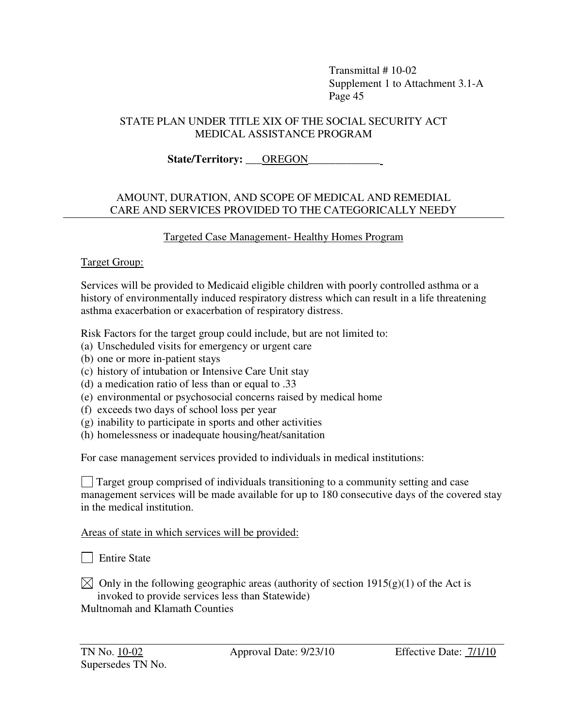Transmittal # 10-02
Supplement 1 to Attachment 3.1-A
Page 45

STATE PLAN UNDER TITLE XIX OF THE SOCIAL SECURITY ACT
MEDICAL ASSISTANCE PROGRAM

**State/Territory:** OREGON

AMOUNT, DURATION, AND SCOPE OF MEDICAL AND REMEDIAL CARE AND SERVICES PROVIDED TO THE CATEGORICALLY NEEDY

Targeted Case Management- Healthy Homes Program

Target Group:

Services will be provided to Medicaid eligible children with poorly controlled asthma or a history of environmentally induced respiratory distress which can result in a life threatening asthma exacerbation or exacerbation of respiratory distress.

Risk Factors for the target group could include, but are not limited to:

(a) Unscheduled visits for emergency or urgent care
(b) one or more in-patient stays
(c) history of intubation or Intensive Care Unit stay
(d) a medication ratio of less than or equal to .33
(e) environmental or psychosocial concerns raised by medical home
(f) exceeds two days of school loss per year
(g) inability to participate in sports and other activities
(h) homelessness or inadequate housing/heat/sanitation

For case management services provided to individuals in medical institutions:

☐ Target group comprised of individuals transitioning to a community setting and case management services will be made available for up to 180 consecutive days of the covered stay in the medical institution.

Areas of state in which services will be provided:

☐ Entire State

☒ Only in the following geographic areas (authority of section 1915(g)(1) of the Act is invoked to provide services less than Statewide)
Multnomah and Klamath Counties

TN No. 10-02 Approval Date: 9/23/10 Effective Date: 7/1/10
Supersedes TN No.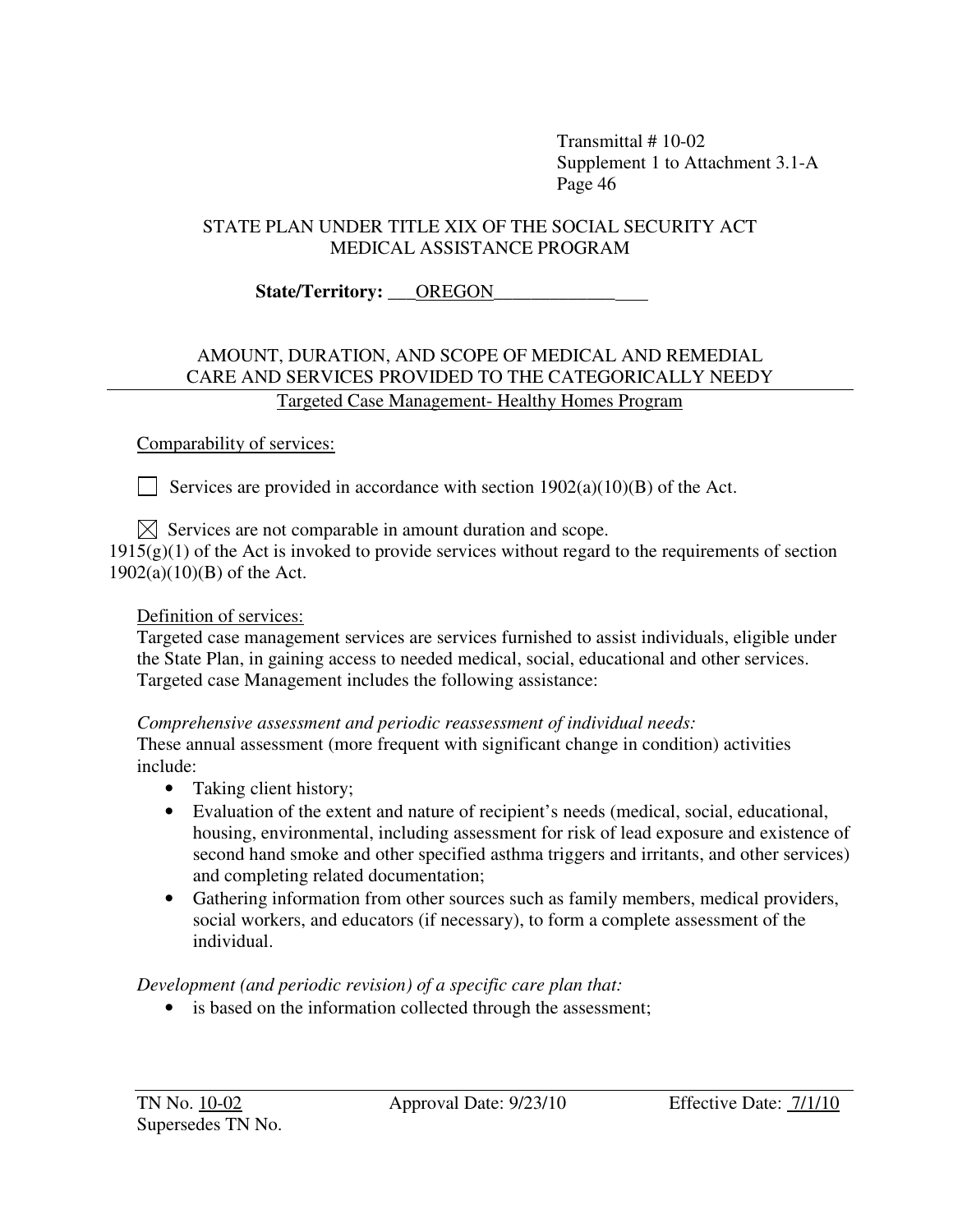Transmittal # 10-02
Supplement 1 to Attachment 3.1-A
Page 46

STATE PLAN UNDER TITLE XIX OF THE SOCIAL SECURITY ACT
MEDICAL ASSISTANCE PROGRAM

**State/Territory:** OREGON

AMOUNT, DURATION, AND SCOPE OF MEDICAL AND REMEDIAL CARE AND SERVICES PROVIDED TO THE CATEGORICALLY NEEDY

Targeted Case Management- Healthy Homes Program

Comparability of services:

☐ Services are provided in accordance with section 1902(a)(10)(B) of the Act.

☒ Services are not comparable in amount duration and scope.
1915(g)(1) of the Act is invoked to provide services without regard to the requirements of section 1902(a)(10)(B) of the Act.

Definition of services:
Targeted case management services are services furnished to assist individuals, eligible under the State Plan, in gaining access to needed medical, social, educational and other services. Targeted case Management includes the following assistance:

*Comprehensive assessment and periodic reassessment of individual needs:*
These annual assessment (more frequent with significant change in condition) activities include:

- Taking client history;
- Evaluation of the extent and nature of recipient's needs (medical, social, educational, housing, environmental, including assessment for risk of lead exposure and existence of second hand smoke and other specified asthma triggers and irritants, and other services) and completing related documentation;
- Gathering information from other sources such as family members, medical providers, social workers, and educators (if necessary), to form a complete assessment of the individual.

*Development (and periodic revision) of a specific care plan that:*

- is based on the information collected through the assessment;

TN No. 10-02 Approval Date: 9/23/10 Effective Date: 7/1/10
Supersedes TN No.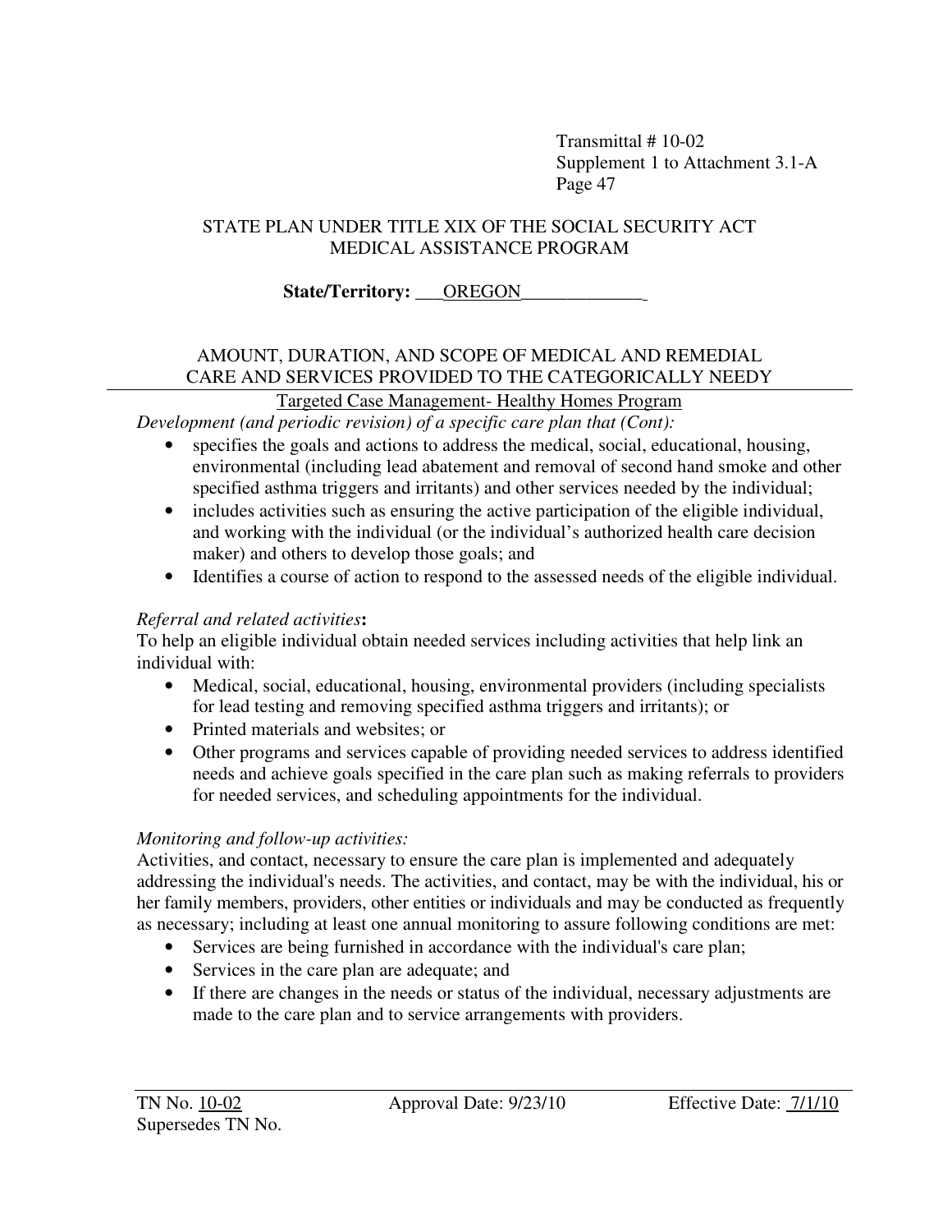Transmittal # 10-02
Supplement 1 to Attachment 3.1-A
Page 47

STATE PLAN UNDER TITLE XIX OF THE SOCIAL SECURITY ACT
MEDICAL ASSISTANCE PROGRAM

**State/Territory: OREGON**

AMOUNT, DURATION, AND SCOPE OF MEDICAL AND REMEDIAL CARE AND SERVICES PROVIDED TO THE CATEGORICALLY NEEDY

Targeted Case Management- Healthy Homes Program

*Development (and periodic revision) of a specific care plan that (Cont):*

- specifies the goals and actions to address the medical, social, educational, housing, environmental (including lead abatement and removal of second hand smoke and other specified asthma triggers and irritants) and other services needed by the individual;
- includes activities such as ensuring the active participation of the eligible individual, and working with the individual (or the individual's authorized health care decision maker) and others to develop those goals; and
- Identifies a course of action to respond to the assessed needs of the eligible individual.

*Referral and related activities***:**

To help an eligible individual obtain needed services including activities that help link an individual with:

- Medical, social, educational, housing, environmental providers (including specialists for lead testing and removing specified asthma triggers and irritants); or
- Printed materials and websites; or
- Other programs and services capable of providing needed services to address identified needs and achieve goals specified in the care plan such as making referrals to providers for needed services, and scheduling appointments for the individual.

*Monitoring and follow-up activities:*

Activities, and contact, necessary to ensure the care plan is implemented and adequately addressing the individual's needs. The activities, and contact, may be with the individual, his or her family members, providers, other entities or individuals and may be conducted as frequently as necessary; including at least one annual monitoring to assure following conditions are met:

- Services are being furnished in accordance with the individual's care plan;
- Services in the care plan are adequate; and
- If there are changes in the needs or status of the individual, necessary adjustments are made to the care plan and to service arrangements with providers.

TN No. 10-02 Approval Date: 9/23/10 Effective Date: 7/1/10
Supersedes TN No.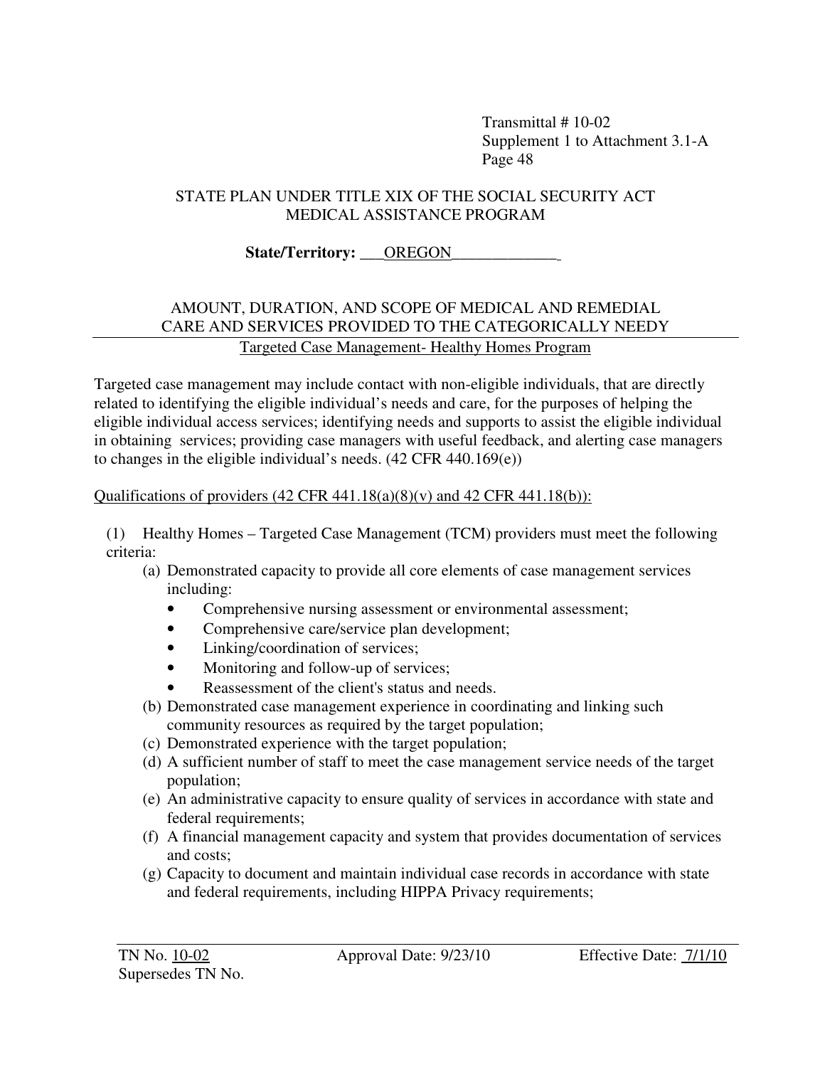STATE PLAN UNDER TITLE XIX OF THE SOCIAL SECURITY ACT
MEDICAL ASSISTANCE PROGRAM

**State/Territory: OREGON**

AMOUNT, DURATION, AND SCOPE OF MEDICAL AND REMEDIAL CARE AND SERVICES PROVIDED TO THE CATEGORICALLY NEEDY

Targeted Case Management- Healthy Homes Program

Targeted case management may include contact with non-eligible individuals, that are directly related to identifying the eligible individual's needs and care, for the purposes of helping the eligible individual access services; identifying needs and supports to assist the eligible individual in obtaining services; providing case managers with useful feedback, and alerting case managers to changes in the eligible individual's needs. (42 CFR 440.169(e))

Qualifications of providers (42 CFR 441.18(a)(8)(v) and 42 CFR 441.18(b)):

(1) Healthy Homes – Targeted Case Management (TCM) providers must meet the following criteria:

- (a) Demonstrated capacity to provide all core elements of case management services including:
  - Comprehensive nursing assessment or environmental assessment;
  - Comprehensive care/service plan development;
  - Linking/coordination of services;
  - Monitoring and follow-up of services;
  - Reassessment of the client's status and needs.
- (b) Demonstrated case management experience in coordinating and linking such community resources as required by the target population;
- (c) Demonstrated experience with the target population;
- (d) A sufficient number of staff to meet the case management service needs of the target population;
- (e) An administrative capacity to ensure quality of services in accordance with state and federal requirements;
- (f) A financial management capacity and system that provides documentation of services and costs;
- (g) Capacity to document and maintain individual case records in accordance with state and federal requirements, including HIPPA Privacy requirements;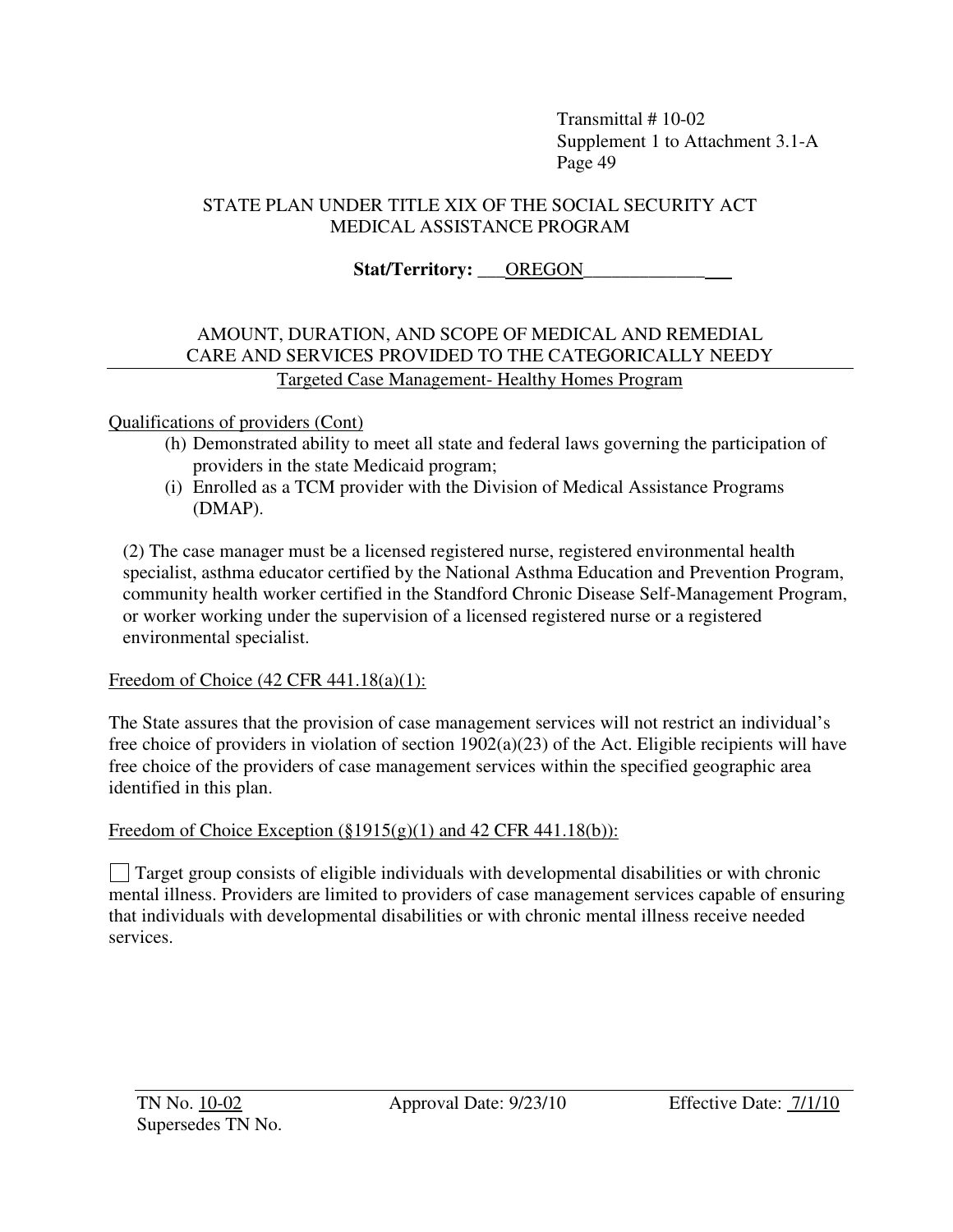STATE PLAN UNDER TITLE XIX OF THE SOCIAL SECURITY ACT
MEDICAL ASSISTANCE PROGRAM

**Stat/Territory: OREGON**

AMOUNT, DURATION, AND SCOPE OF MEDICAL AND REMEDIAL CARE AND SERVICES PROVIDED TO THE CATEGORICALLY NEEDY

Targeted Case Management- Healthy Homes Program

Qualifications of providers (Cont)

(h) Demonstrated ability to meet all state and federal laws governing the participation of providers in the state Medicaid program;

(i) Enrolled as a TCM provider with the Division of Medical Assistance Programs (DMAP).

(2) The case manager must be a licensed registered nurse, registered environmental health specialist, asthma educator certified by the National Asthma Education and Prevention Program, community health worker certified in the Standford Chronic Disease Self-Management Program, or worker working under the supervision of a licensed registered nurse or a registered environmental specialist.

Freedom of Choice (42 CFR 441.18(a)(1):

The State assures that the provision of case management services will not restrict an individual's free choice of providers in violation of section 1902(a)(23) of the Act. Eligible recipients will have free choice of the providers of case management services within the specified geographic area identified in this plan.

Freedom of Choice Exception (§1915(g)(1) and 42 CFR 441.18(b)):

☐ Target group consists of eligible individuals with developmental disabilities or with chronic mental illness. Providers are limited to providers of case management services capable of ensuring that individuals with developmental disabilities or with chronic mental illness receive needed services.

TN No. 10-02 Approval Date: 9/23/10 Effective Date: 7/1/10
Supersedes TN No.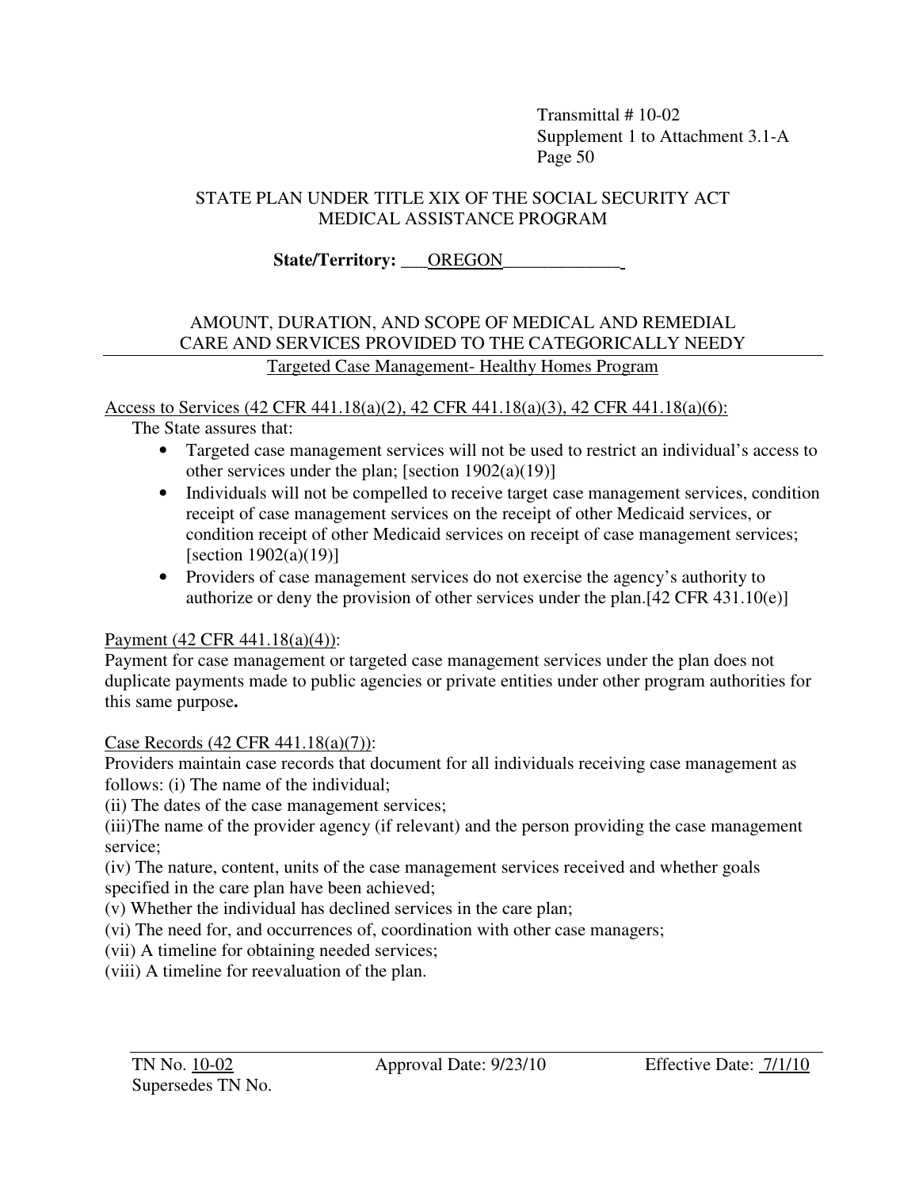Transmittal # 10-02
Supplement 1 to Attachment 3.1-A
Page 50

STATE PLAN UNDER TITLE XIX OF THE SOCIAL SECURITY ACT
MEDICAL ASSISTANCE PROGRAM

**State/Territory: OREGON**

AMOUNT, DURATION, AND SCOPE OF MEDICAL AND REMEDIAL CARE AND SERVICES PROVIDED TO THE CATEGORICALLY NEEDY

Targeted Case Management- Healthy Homes Program

Access to Services (42 CFR 441.18(a)(2), 42 CFR 441.18(a)(3), 42 CFR 441.18(a)(6):

The State assures that:

- Targeted case management services will not be used to restrict an individual's access to other services under the plan; [section 1902(a)(19)]
- Individuals will not be compelled to receive target case management services, condition receipt of case management services on the receipt of other Medicaid services, or condition receipt of other Medicaid services on receipt of case management services; [section 1902(a)(19)]
- Providers of case management services do not exercise the agency's authority to authorize or deny the provision of other services under the plan.[42 CFR 431.10(e)]

Payment (42 CFR 441.18(a)(4)):

Payment for case management or targeted case management services under the plan does not duplicate payments made to public agencies or private entities under other program authorities for this same purpose**.**

Case Records (42 CFR 441.18(a)(7)):

Providers maintain case records that document for all individuals receiving case management as follows: (i) The name of the individual;

(ii) The dates of the case management services;

(iii)The name of the provider agency (if relevant) and the person providing the case management service;

(iv) The nature, content, units of the case management services received and whether goals specified in the care plan have been achieved;

(v) Whether the individual has declined services in the care plan;

(vi) The need for, and occurrences of, coordination with other case managers;

(vii) A timeline for obtaining needed services;

(viii) A timeline for reevaluation of the plan.

TN No. 10-02 Approval Date: 9/23/10 Effective Date: 7/1/10
Supersedes TN No.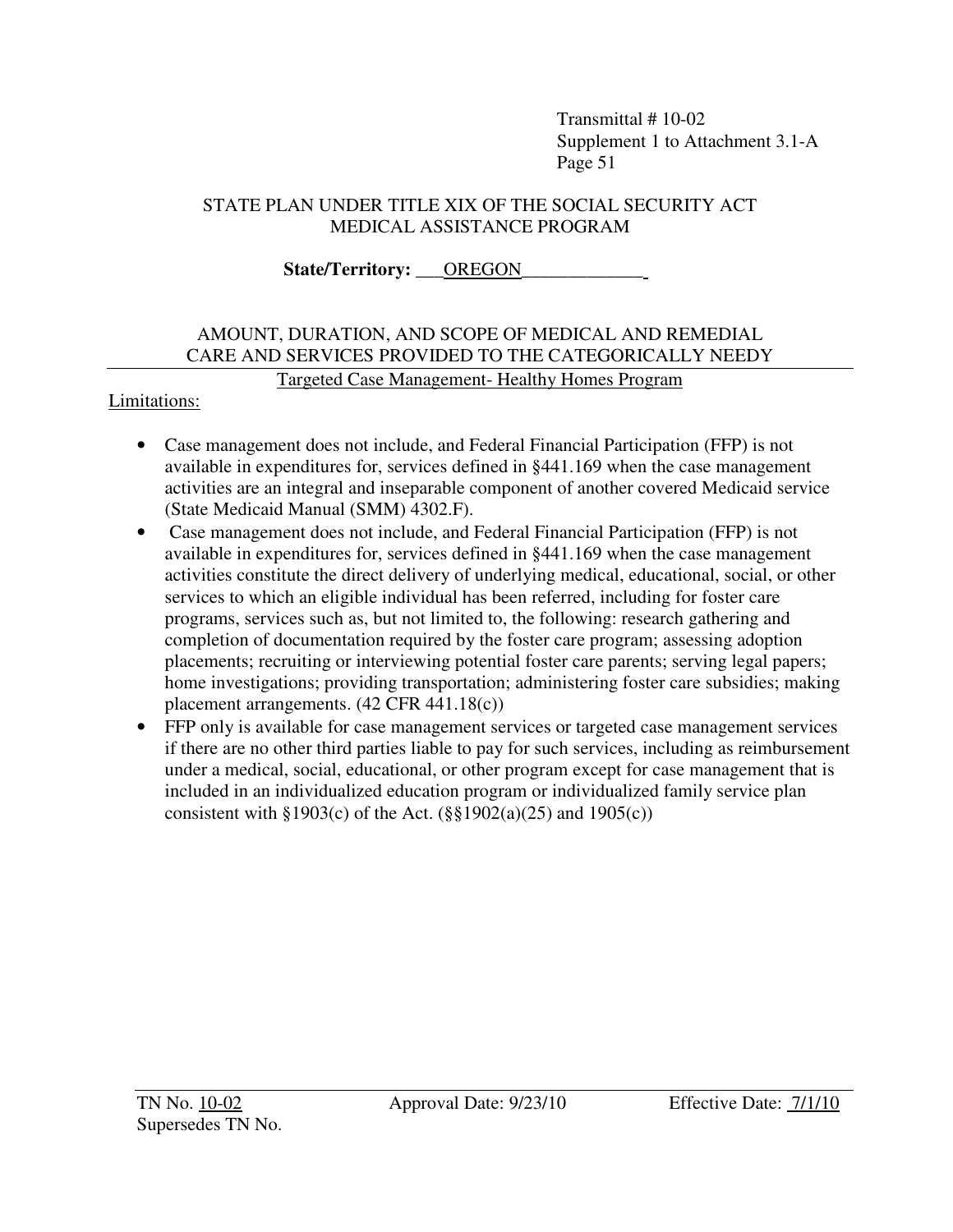Transmittal # 10-02
Supplement 1 to Attachment 3.1-A
Page 51

STATE PLAN UNDER TITLE XIX OF THE SOCIAL SECURITY ACT
MEDICAL ASSISTANCE PROGRAM

**State/Territory: OREGON**

AMOUNT, DURATION, AND SCOPE OF MEDICAL AND REMEDIAL CARE AND SERVICES PROVIDED TO THE CATEGORICALLY NEEDY

Targeted Case Management- Healthy Homes Program

Limitations:

- Case management does not include, and Federal Financial Participation (FFP) is not available in expenditures for, services defined in §441.169 when the case management activities are an integral and inseparable component of another covered Medicaid service (State Medicaid Manual (SMM) 4302.F).
- Case management does not include, and Federal Financial Participation (FFP) is not available in expenditures for, services defined in §441.169 when the case management activities constitute the direct delivery of underlying medical, educational, social, or other services to which an eligible individual has been referred, including for foster care programs, services such as, but not limited to, the following: research gathering and completion of documentation required by the foster care program; assessing adoption placements; recruiting or interviewing potential foster care parents; serving legal papers; home investigations; providing transportation; administering foster care subsidies; making placement arrangements. (42 CFR 441.18(c))
- FFP only is available for case management services or targeted case management services if there are no other third parties liable to pay for such services, including as reimbursement under a medical, social, educational, or other program except for case management that is included in an individualized education program or individualized family service plan consistent with §1903(c) of the Act. (§§1902(a)(25) and 1905(c))

TN No. 10-02 Approval Date: 9/23/10 Effective Date: 7/1/10
Supersedes TN No.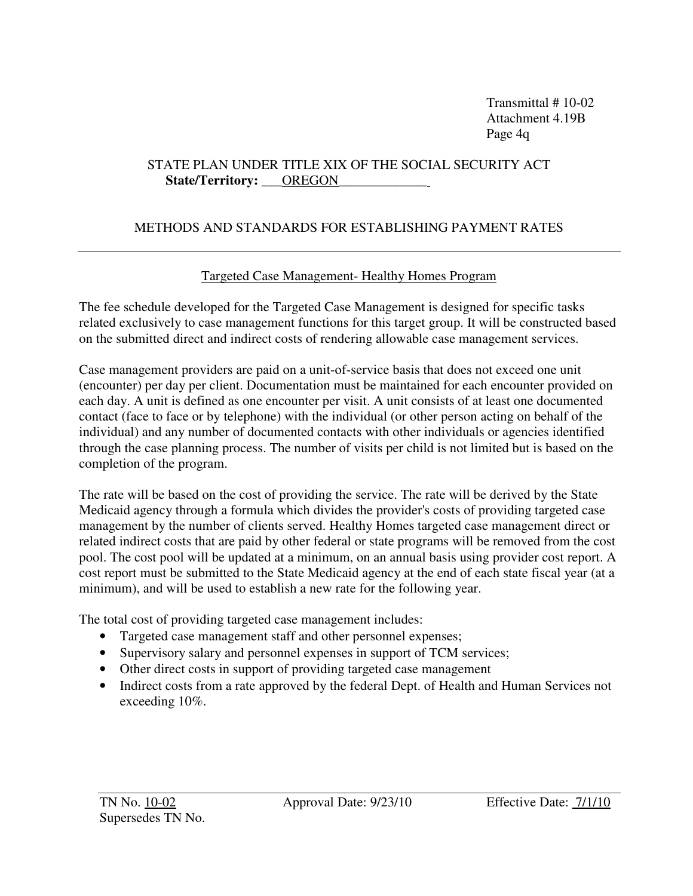Transmittal # 10-02
Attachment 4.19B
Page 4q

STATE PLAN UNDER TITLE XIX OF THE SOCIAL SECURITY ACT
**State/Territory:** OREGON

METHODS AND STANDARDS FOR ESTABLISHING PAYMENT RATES

---

## Targeted Case Management- Healthy Homes Program

The fee schedule developed for the Targeted Case Management is designed for specific tasks related exclusively to case management functions for this target group. It will be constructed based on the submitted direct and indirect costs of rendering allowable case management services.

Case management providers are paid on a unit-of-service basis that does not exceed one unit (encounter) per day per client. Documentation must be maintained for each encounter provided on each day. A unit is defined as one encounter per visit. A unit consists of at least one documented contact (face to face or by telephone) with the individual (or other person acting on behalf of the individual) and any number of documented contacts with other individuals or agencies identified through the case planning process. The number of visits per child is not limited but is based on the completion of the program.

The rate will be based on the cost of providing the service. The rate will be derived by the State Medicaid agency through a formula which divides the provider's costs of providing targeted case management by the number of clients served. Healthy Homes targeted case management direct or related indirect costs that are paid by other federal or state programs will be removed from the cost pool. The cost pool will be updated at a minimum, on an annual basis using provider cost report. A cost report must be submitted to the State Medicaid agency at the end of each state fiscal year (at a minimum), and will be used to establish a new rate for the following year.

The total cost of providing targeted case management includes:

- Targeted case management staff and other personnel expenses;
- Supervisory salary and personnel expenses in support of TCM services;
- Other direct costs in support of providing targeted case management
- Indirect costs from a rate approved by the federal Dept. of Health and Human Services not exceeding 10%.

TN No. 10-02 Approval Date: 9/23/10 Effective Date: 7/1/10
Supersedes TN No.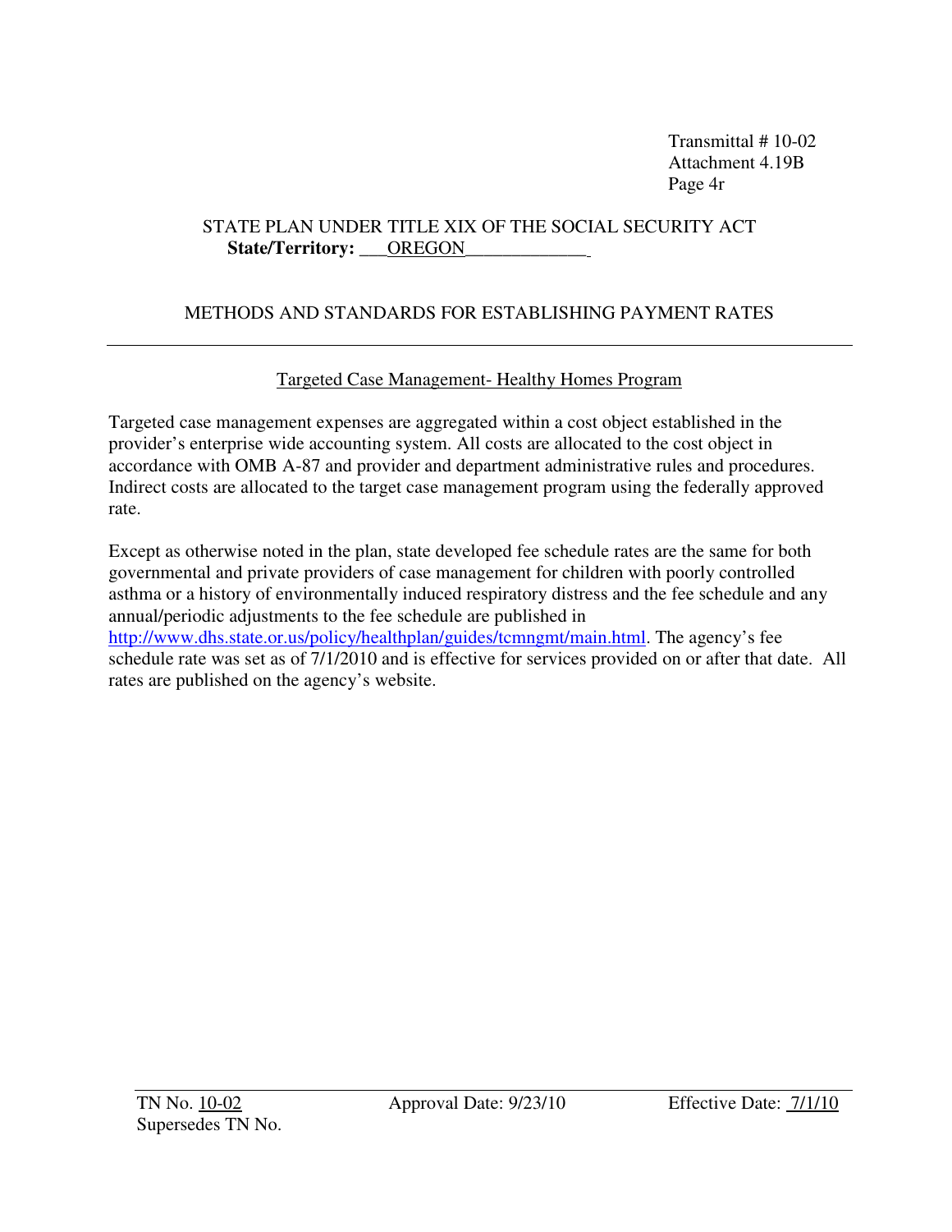Transmittal # 10-02
Attachment 4.19B
Page 4r

STATE PLAN UNDER TITLE XIX OF THE SOCIAL SECURITY ACT
**State/Territory:** OREGON

METHODS AND STANDARDS FOR ESTABLISHING PAYMENT RATES

---

Targeted Case Management- Healthy Homes Program

Targeted case management expenses are aggregated within a cost object established in the provider's enterprise wide accounting system. All costs are allocated to the cost object in accordance with OMB A-87 and provider and department administrative rules and procedures. Indirect costs are allocated to the target case management program using the federally approved rate.

Except as otherwise noted in the plan, state developed fee schedule rates are the same for both governmental and private providers of case management for children with poorly controlled asthma or a history of environmentally induced respiratory distress and the fee schedule and any annual/periodic adjustments to the fee schedule are published in http://www.dhs.state.or.us/policy/healthplan/guides/tcmngmt/main.html. The agency's fee schedule rate was set as of 7/1/2010 and is effective for services provided on or after that date. All rates are published on the agency's website.

---

TN No. 10-02 Approval Date: 9/23/10 Effective Date: 7/1/10
Supersedes TN No.